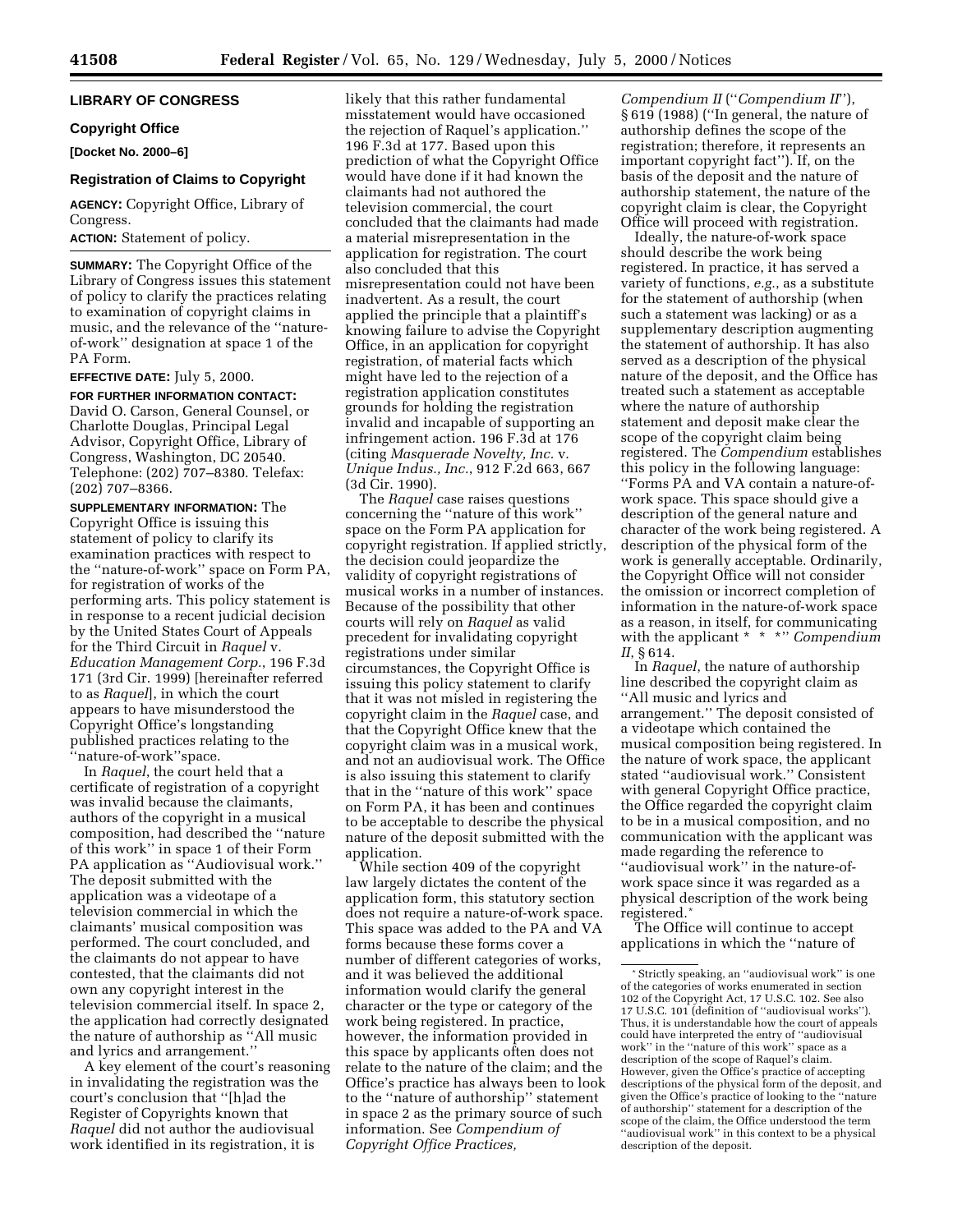## LIBRARY OF CONGRESS

### Copyright Office

**[Docket No. 2000–6]**

### Registration of Claims to Copyright

**AGENCY:** Copyright Office, Library of Congress.

**ACTION:** Statement of policy.

**SUMMARY:** The Copyright Office of the Library of Congress issues this statement of policy to clarify the practices relating to examination of copyright claims in music, and the relevance of the ''nature-of-work'' designation at space 1 of the PA Form.

**EFFECTIVE DATE:** July 5, 2000.

**FOR FURTHER INFORMATION CONTACT:** David O. Carson, General Counsel, or Charlotte Douglas, Principal Legal Advisor, Copyright Office, Library of Congress, Washington, DC 20540. Telephone: (202) 707–8380. Telefax: (202) 707–8366.

**SUPPLEMENTARY INFORMATION:** The Copyright Office is issuing this statement of policy to clarify its examination practices with respect to the ''nature-of-work'' space on Form PA, for registration of works of the performing arts. This policy statement is in response to a recent judicial decision by the United States Court of Appeals for the Third Circuit in *Raquel* v. *Education Management Corp.*, 196 F.3d 171 (3rd Cir. 1999) [hereinafter referred to as *Raquel*], in which the court appears to have misunderstood the Copyright Office's longstanding published practices relating to the ''nature-of-work''space.

In *Raquel*, the court held that a certificate of registration of a copyright was invalid because the claimants, authors of the copyright in a musical composition, had described the ''nature of this work'' in space 1 of their Form PA application as ''Audiovisual work.'' The deposit submitted with the application was a videotape of a television commercial in which the claimants' musical composition was performed. The court concluded, and the claimants do not appear to have contested, that the claimants did not own any copyright interest in the television commercial itself. In space 2, the application had correctly designated the nature of authorship as ''All music and lyrics and arrangement.''

A key element of the court's reasoning in invalidating the registration was the court's conclusion that ''[h]ad the Register of Copyrights known that *Raquel* did not author the audiovisual work identified in its registration, it is likely that this rather fundamental misstatement would have occasioned the rejection of Raquel's application.'' 196 F.3d at 177. Based upon this prediction of what the Copyright Office would have done if it had known the claimants had not authored the television commercial, the court concluded that the claimants had made a material misrepresentation in the application for registration. The court also concluded that this misrepresentation could not have been inadvertent. As a result, the court applied the principle that a plaintiff's knowing failure to advise the Copyright Office, in an application for copyright registration, of material facts which might have led to the rejection of a registration application constitutes grounds for holding the registration invalid and incapable of supporting an infringement action. 196 F.3d at 176 (citing *Masquerade Novelty, Inc.* v. *Unique Indus., Inc.*, 912 F.2d 663, 667 (3d Cir. 1990).

The *Raquel* case raises questions concerning the ''nature of this work'' space on the Form PA application for copyright registration. If applied strictly, the decision could jeopardize the validity of copyright registrations of musical works in a number of instances. Because of the possibility that other courts will rely on *Raquel* as valid precedent for invalidating copyright registrations under similar circumstances, the Copyright Office is issuing this policy statement to clarify that it was not misled in registering the copyright claim in the *Raquel* case, and that the Copyright Office knew that the copyright claim was in a musical work, and not an audiovisual work. The Office is also issuing this statement to clarify that in the ''nature of this work'' space on Form PA, it has been and continues to be acceptable to describe the physical nature of the deposit submitted with the application.

While section 409 of the copyright law largely dictates the content of the application form, this statutory section does not require a nature-of-work space. This space was added to the PA and VA forms because these forms cover a number of different categories of works, and it was believed the additional information would clarify the general character or the type or category of the work being registered. In practice, however, the information provided in this space by applicants often does not relate to the nature of the claim; and the Office's practice has always been to look to the ''nature of authorship'' statement in space 2 as the primary source of such information. See *Compendium of Copyright Office Practices, Compendium II* (''*Compendium II*''), § 619 (1988) (''In general, the nature of authorship defines the scope of the registration; therefore, it represents an important copyright fact''). If, on the basis of the deposit and the nature of authorship statement, the nature of the copyright claim is clear, the Copyright Office will proceed with registration.

Ideally, the nature-of-work space should describe the work being registered. In practice, it has served a variety of functions, *e.g.*, as a substitute for the statement of authorship (when such a statement was lacking) or as a supplementary description augmenting the statement of authorship. It has also served as a description of the physical nature of the deposit, and the Office has treated such a statement as acceptable where the nature of authorship statement and deposit make clear the scope of the copyright claim being registered. The *Compendium* establishes this policy in the following language: ''Forms PA and VA contain a nature-of-work space. This space should give a description of the general nature and character of the work being registered. A description of the physical form of the work is generally acceptable. Ordinarily, the Copyright Office will not consider the omission or incorrect completion of information in the nature-of-work space as a reason, in itself, for communicating with the applicant * * *'' *Compendium II*, § 614.

In *Raquel*, the nature of authorship line described the copyright claim as ''All music and lyrics and arrangement.'' The deposit consisted of a videotape which contained the musical composition being registered. In the nature of work space, the applicant stated ''audiovisual work.'' Consistent with general Copyright Office practice, the Office regarded the copyright claim to be in a musical composition, and no communication with the applicant was made regarding the reference to ''audiovisual work'' in the nature-of-work space since it was regarded as a physical description of the work being registered.*

The Office will continue to accept applications in which the ''nature of

---

* Strictly speaking, an ''audiovisual work'' is one of the categories of works enumerated in section 102 of the Copyright Act, 17 U.S.C. 102. See also 17 U.S.C. 101 (definition of ''audiovisual works''). Thus, it is understandable how the court of appeals could have interpreted the entry of ''audiovisual work'' in the ''nature of this work'' space as a description of the scope of Raquel's claim. However, given the Office's practice of accepting descriptions of the physical form of the deposit, and given the Office's practice of looking to the ''nature of authorship'' statement for a description of the scope of the claim, the Office understood the term ''audiovisual work'' in this context to be a physical description of the deposit.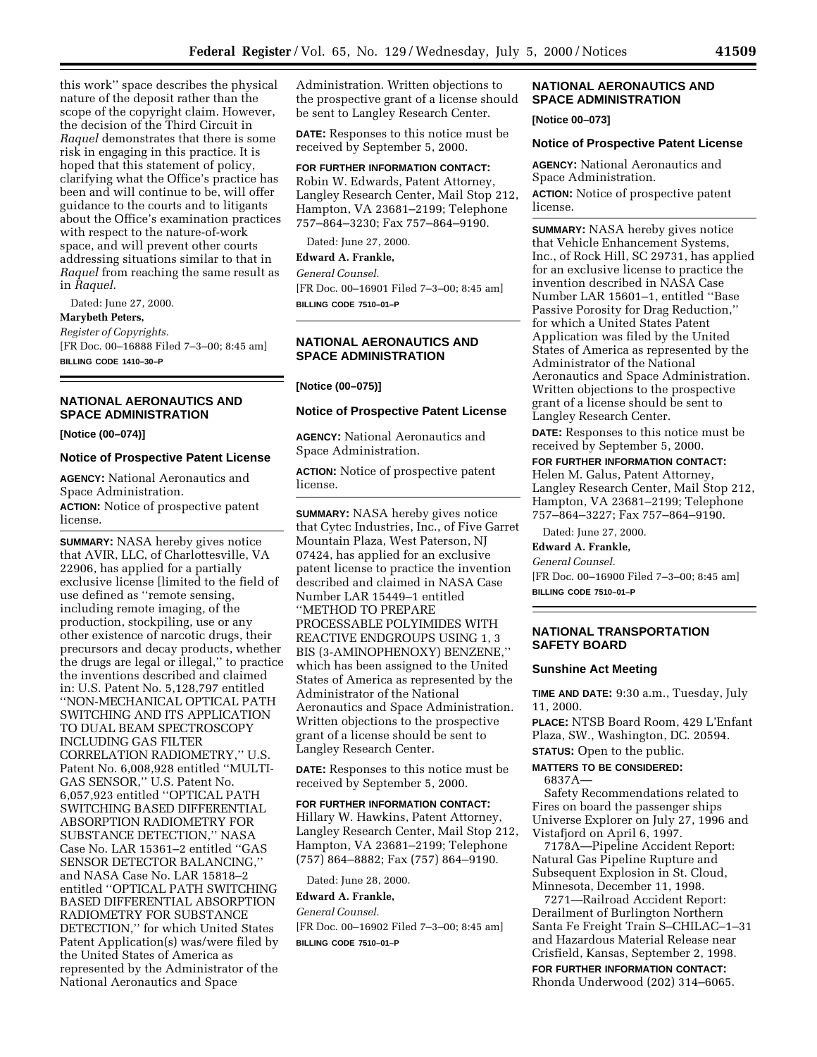this work'' space describes the physical nature of the deposit rather than the scope of the copyright claim. However, the decision of the Third Circuit in *Raquel* demonstrates that there is some risk in engaging in this practice. It is hoped that this statement of policy, clarifying what the Office's practice has been and will continue to be, will offer guidance to the courts and to litigants about the Office's examination practices with respect to the nature-of-work space, and will prevent other courts addressing situations similar to that in *Raquel* from reaching the same result as in *Raquel*.

Dated: June 27, 2000.

**Marybeth Peters,**

*Register of Copyrights.*

[FR Doc. 00–16888 Filed 7–3–00; 8:45 am]

**BILLING CODE 1410–30–P**

---

## NATIONAL AERONAUTICS AND SPACE ADMINISTRATION

**[Notice (00–074)]**

### Notice of Prospective Patent License

**AGENCY:** National Aeronautics and Space Administration.

**ACTION:** Notice of prospective patent license.

**SUMMARY:** NASA hereby gives notice that AVIR, LLC, of Charlottesville, VA 22906, has applied for a partially exclusive license [limited to the field of use defined as ''remote sensing, including remote imaging, of the production, stockpiling, use or any other existence of narcotic drugs, their precursors and decay products, whether the drugs are legal or illegal,'' to practice the inventions described and claimed in: U.S. Patent No. 5,128,797 entitled ''NON-MECHANICAL OPTICAL PATH SWITCHING AND ITS APPLICATION TO DUAL BEAM SPECTROSCOPY INCLUDING GAS FILTER CORRELATION RADIOMETRY,'' U.S. Patent No. 6,008,928 entitled ''MULTI-GAS SENSOR,'' U.S. Patent No. 6,057,923 entitled ''OPTICAL PATH SWITCHING BASED DIFFERENTIAL ABSORPTION RADIOMETRY FOR SUBSTANCE DETECTION,'' NASA Case No. LAR 15361–2 entitled ''GAS SENSOR DETECTOR BALANCING,'' and NASA Case No. LAR 15818–2 entitled ''OPTICAL PATH SWITCHING BASED DIFFERENTIAL ABSORPTION RADIOMETRY FOR SUBSTANCE DETECTION,'' for which United States Patent Application(s) was/were filed by the United States of America as represented by the Administrator of the National Aeronautics and Space Administration. Written objections to the prospective grant of a license should be sent to Langley Research Center.

**DATE:** Responses to this notice must be received by September 5, 2000.

**FOR FURTHER INFORMATION CONTACT:** Robin W. Edwards, Patent Attorney, Langley Research Center, Mail Stop 212, Hampton, VA 23681–2199; Telephone 757–864–3230; Fax 757–864–9190.

Dated: June 27, 2000.

**Edward A. Frankle,**

*General Counsel.*

[FR Doc. 00–16901 Filed 7–3–00; 8:45 am]

**BILLING CODE 7510–01–P**

---

## NATIONAL AERONAUTICS AND SPACE ADMINISTRATION

**[Notice (00–075)]**

### Notice of Prospective Patent License

**AGENCY:** National Aeronautics and Space Administration.

**ACTION:** Notice of prospective patent license.

**SUMMARY:** NASA hereby gives notice that Cytec Industries, Inc., of Five Garret Mountain Plaza, West Paterson, NJ 07424, has applied for an exclusive patent license to practice the invention described and claimed in NASA Case Number LAR 15449–1 entitled ''METHOD TO PREPARE PROCESSABLE POLYIMIDES WITH REACTIVE ENDGROUPS USING 1, 3 BIS (3-AMINOPHENOXY) BENZENE,'' which has been assigned to the United States of America as represented by the Administrator of the National Aeronautics and Space Administration. Written objections to the prospective grant of a license should be sent to Langley Research Center.

**DATE:** Responses to this notice must be received by September 5, 2000.

**FOR FURTHER INFORMATION CONTACT:** Hillary W. Hawkins, Patent Attorney, Langley Research Center, Mail Stop 212, Hampton, VA 23681–2199; Telephone (757) 864–8882; Fax (757) 864–9190.

Dated: June 28, 2000.

**Edward A. Frankle,**

*General Counsel.*

[FR Doc. 00–16902 Filed 7–3–00; 8:45 am]

**BILLING CODE 7510–01–P**

---

## NATIONAL AERONAUTICS AND SPACE ADMINISTRATION

**[Notice 00–073]**

### Notice of Prospective Patent License

**AGENCY:** National Aeronautics and Space Administration.

**ACTION:** Notice of prospective patent license.

**SUMMARY:** NASA hereby gives notice that Vehicle Enhancement Systems, Inc., of Rock Hill, SC 29731, has applied for an exclusive license to practice the invention described in NASA Case Number LAR 15601–1, entitled ''Base Passive Porosity for Drag Reduction,'' for which a United States Patent Application was filed by the United States of America as represented by the Administrator of the National Aeronautics and Space Administration. Written objections to the prospective grant of a license should be sent to Langley Research Center.

**DATE:** Responses to this notice must be received by September 5, 2000.

**FOR FURTHER INFORMATION CONTACT:** Helen M. Galus, Patent Attorney, Langley Research Center, Mail Stop 212, Hampton, VA 23681–2199; Telephone 757–864–3227; Fax 757–864–9190.

Dated: June 27, 2000.

**Edward A. Frankle,**

*General Counsel.*

[FR Doc. 00–16900 Filed 7–3–00; 8:45 am]

**BILLING CODE 7510–01–P**

---

## NATIONAL TRANSPORTATION SAFETY BOARD

### Sunshine Act Meeting

**TIME AND DATE:** 9:30 a.m., Tuesday, July 11, 2000.

**PLACE:** NTSB Board Room, 429 L'Enfant Plaza, SW., Washington, DC. 20594.

**STATUS:** Open to the public.

**MATTERS TO BE CONSIDERED:**

6837A—

Safety Recommendations related to Fires on board the passenger ships Universe Explorer on July 27, 1996 and Vistafjord on April 6, 1997.

7178A—Pipeline Accident Report: Natural Gas Pipeline Rupture and Subsequent Explosion in St. Cloud, Minnesota, December 11, 1998.

7271—Railroad Accident Report: Derailment of Burlington Northern Santa Fe Freight Train S–CHILAC–1–31 and Hazardous Material Release near Crisfield, Kansas, September 2, 1998.

**FOR FURTHER INFORMATION CONTACT:** Rhonda Underwood (202) 314–6065.